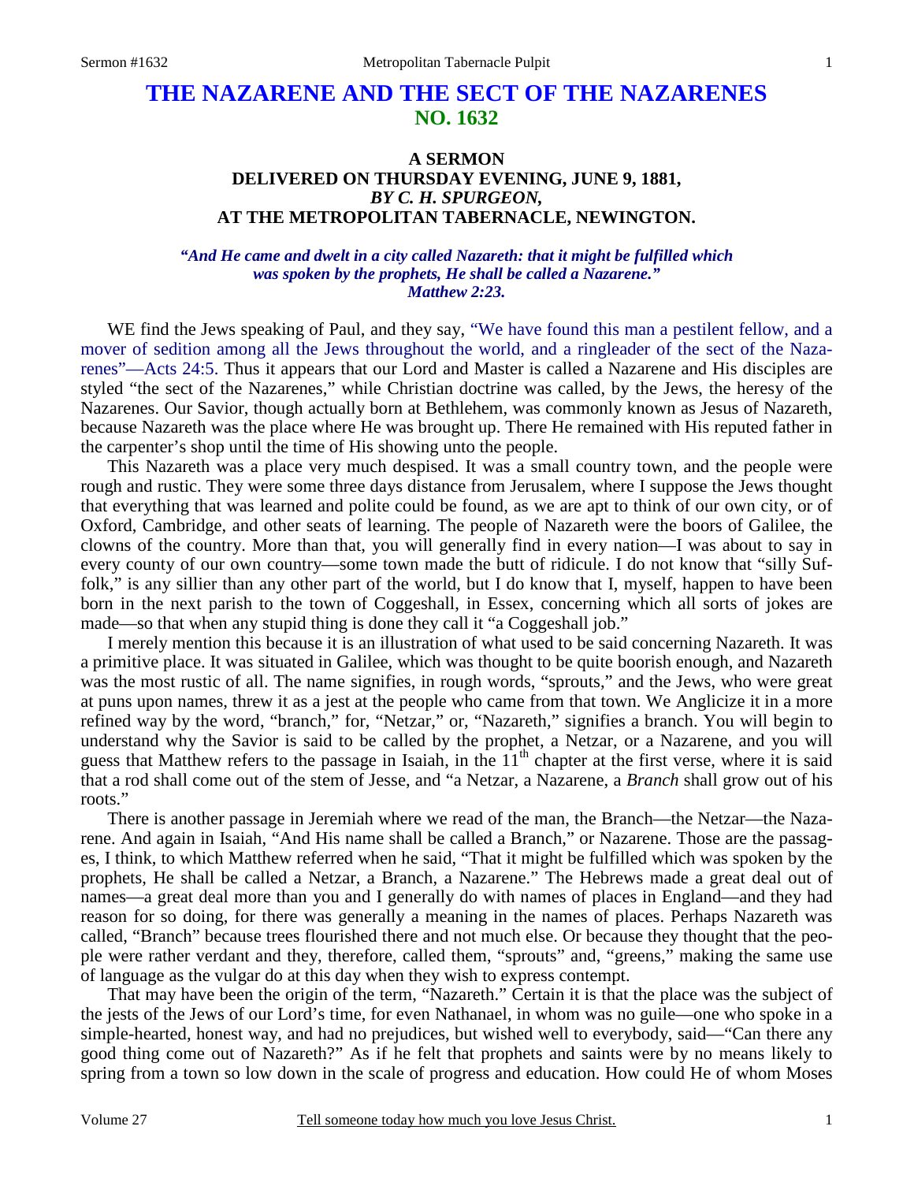# THE NAZARENE AND THE SECT OF THE NAZARENES
## NO. 1632

### A SERMON
### DELIVERED ON THURSDAY EVENING, JUNE 9, 1881,
### *BY C. H. SPURGEON,*
### AT THE METROPOLITAN TABERNACLE, NEWINGTON.

*"And He came and dwelt in a city called Nazareth: that it might be fulfilled which was spoken by the prophets, He shall be called a Nazarene." Matthew 2:23.*

WE find the Jews speaking of Paul, and they say, "We have found this man a pestilent fellow, and a mover of sedition among all the Jews throughout the world, and a ringleader of the sect of the Nazarenes"—Acts 24:5. Thus it appears that our Lord and Master is called a Nazarene and His disciples are styled "the sect of the Nazarenes," while Christian doctrine was called, by the Jews, the heresy of the Nazarenes. Our Savior, though actually born at Bethlehem, was commonly known as Jesus of Nazareth, because Nazareth was the place where He was brought up. There He remained with His reputed father in the carpenter's shop until the time of His showing unto the people.

This Nazareth was a place very much despised. It was a small country town, and the people were rough and rustic. They were some three days distance from Jerusalem, where I suppose the Jews thought that everything that was learned and polite could be found, as we are apt to think of our own city, or of Oxford, Cambridge, and other seats of learning. The people of Nazareth were the boors of Galilee, the clowns of the country. More than that, you will generally find in every nation—I was about to say in every county of our own country—some town made the butt of ridicule. I do not know that "silly Suffolk," is any sillier than any other part of the world, but I do know that I, myself, happen to have been born in the next parish to the town of Coggeshall, in Essex, concerning which all sorts of jokes are made—so that when any stupid thing is done they call it "a Coggeshall job."

I merely mention this because it is an illustration of what used to be said concerning Nazareth. It was a primitive place. It was situated in Galilee, which was thought to be quite boorish enough, and Nazareth was the most rustic of all. The name signifies, in rough words, "sprouts," and the Jews, who were great at puns upon names, threw it as a jest at the people who came from that town. We Anglicize it in a more refined way by the word, "branch," for, "Netzar," or, "Nazareth," signifies a branch. You will begin to understand why the Savior is said to be called by the prophet, a Netzar, or a Nazarene, and you will guess that Matthew refers to the passage in Isaiah, in the 11th chapter at the first verse, where it is said that a rod shall come out of the stem of Jesse, and "a Netzar, a Nazarene, a *Branch* shall grow out of his roots."

There is another passage in Jeremiah where we read of the man, the Branch—the Netzar—the Nazarene. And again in Isaiah, "And His name shall be called a Branch," or Nazarene. Those are the passages, I think, to which Matthew referred when he said, "That it might be fulfilled which was spoken by the prophets, He shall be called a Netzar, a Branch, a Nazarene." The Hebrews made a great deal out of names—a great deal more than you and I generally do with names of places in England—and they had reason for so doing, for there was generally a meaning in the names of places. Perhaps Nazareth was called, "Branch" because trees flourished there and not much else. Or because they thought that the people were rather verdant and they, therefore, called them, "sprouts" and, "greens," making the same use of language as the vulgar do at this day when they wish to express contempt.

That may have been the origin of the term, "Nazareth." Certain it is that the place was the subject of the jests of the Jews of our Lord's time, for even Nathanael, in whom was no guile—one who spoke in a simple-hearted, honest way, and had no prejudices, but wished well to everybody, said—"Can there any good thing come out of Nazareth?" As if he felt that prophets and saints were by no means likely to spring from a town so low down in the scale of progress and education. How could He of whom Moses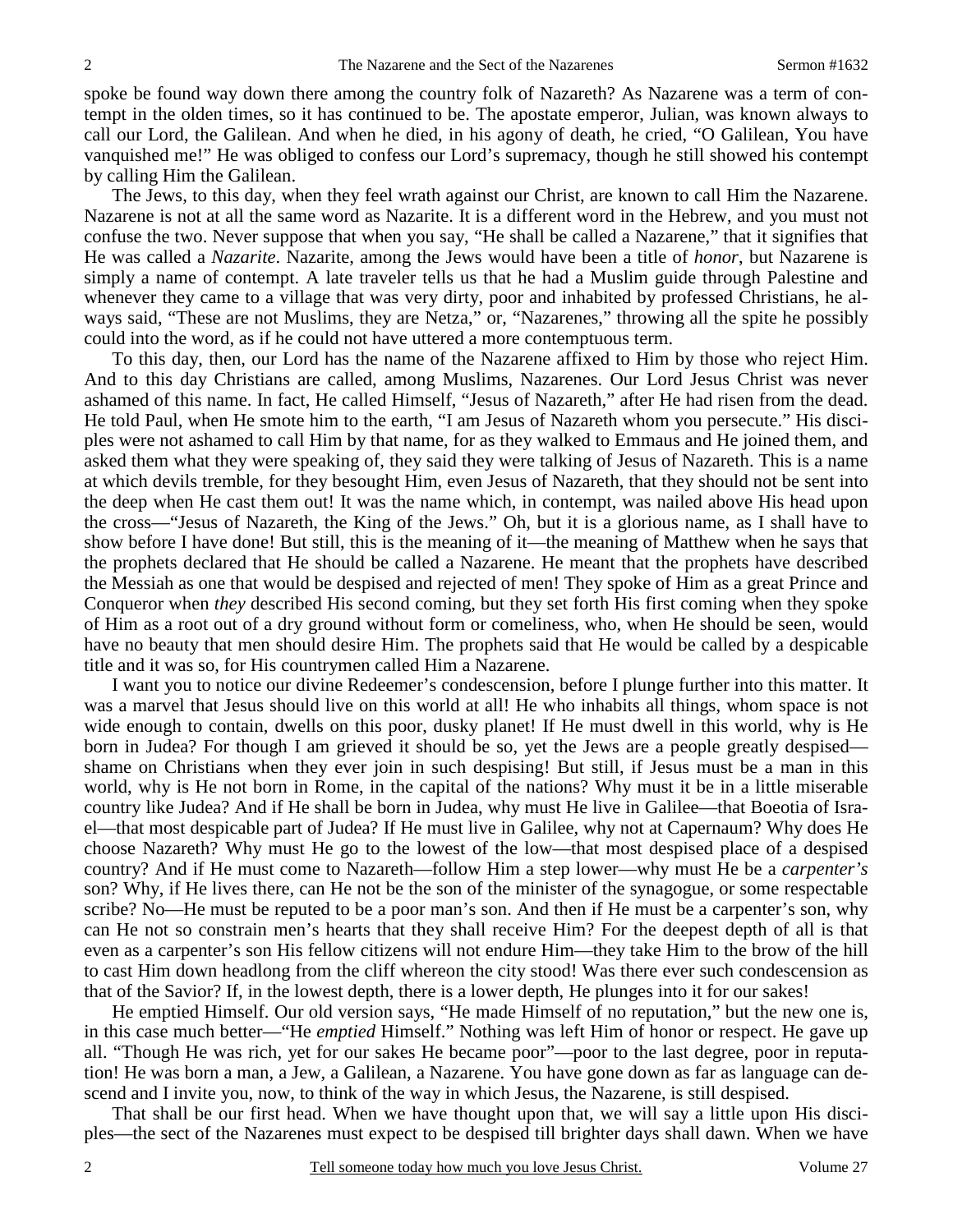spoke be found way down there among the country folk of Nazareth? As Nazarene was a term of contempt in the olden times, so it has continued to be. The apostate emperor, Julian, was known always to call our Lord, the Galilean. And when he died, in his agony of death, he cried, "O Galilean, You have vanquished me!" He was obliged to confess our Lord's supremacy, though he still showed his contempt by calling Him the Galilean.

The Jews, to this day, when they feel wrath against our Christ, are known to call Him the Nazarene. Nazarene is not at all the same word as Nazarite. It is a different word in the Hebrew, and you must not confuse the two. Never suppose that when you say, "He shall be called a Nazarene," that it signifies that He was called a *Nazarite*. Nazarite, among the Jews would have been a title of *honor*, but Nazarene is simply a name of contempt. A late traveler tells us that he had a Muslim guide through Palestine and whenever they came to a village that was very dirty, poor and inhabited by professed Christians, he always said, "These are not Muslims, they are Netza," or, "Nazarenes," throwing all the spite he possibly could into the word, as if he could not have uttered a more contemptuous term.

To this day, then, our Lord has the name of the Nazarene affixed to Him by those who reject Him. And to this day Christians are called, among Muslims, Nazarenes. Our Lord Jesus Christ was never ashamed of this name. In fact, He called Himself, "Jesus of Nazareth," after He had risen from the dead. He told Paul, when He smote him to the earth, "I am Jesus of Nazareth whom you persecute." His disciples were not ashamed to call Him by that name, for as they walked to Emmaus and He joined them, and asked them what they were speaking of, they said they were talking of Jesus of Nazareth. This is a name at which devils tremble, for they besought Him, even Jesus of Nazareth, that they should not be sent into the deep when He cast them out! It was the name which, in contempt, was nailed above His head upon the cross—"Jesus of Nazareth, the King of the Jews." Oh, but it is a glorious name, as I shall have to show before I have done! But still, this is the meaning of it—the meaning of Matthew when he says that the prophets declared that He should be called a Nazarene. He meant that the prophets have described the Messiah as one that would be despised and rejected of men! They spoke of Him as a great Prince and Conqueror when *they* described His second coming, but they set forth His first coming when they spoke of Him as a root out of a dry ground without form or comeliness, who, when He should be seen, would have no beauty that men should desire Him. The prophets said that He would be called by a despicable title and it was so, for His countrymen called Him a Nazarene.

I want you to notice our divine Redeemer's condescension, before I plunge further into this matter. It was a marvel that Jesus should live on this world at all! He who inhabits all things, whom space is not wide enough to contain, dwells on this poor, dusky planet! If He must dwell in this world, why is He born in Judea? For though I am grieved it should be so, yet the Jews are a people greatly despised—shame on Christians when they ever join in such despising! But still, if Jesus must be a man in this world, why is He not born in Rome, in the capital of the nations? Why must it be in a little miserable country like Judea? And if He shall be born in Judea, why must He live in Galilee—that Boeotia of Israel—that most despicable part of Judea? If He must live in Galilee, why not at Capernaum? Why does He choose Nazareth? Why must He go to the lowest of the low—that most despised place of a despised country? And if He must come to Nazareth—follow Him a step lower—why must He be a *carpenter's* son? Why, if He lives there, can He not be the son of the minister of the synagogue, or some respectable scribe? No—He must be reputed to be a poor man's son. And then if He must be a carpenter's son, why can He not so constrain men's hearts that they shall receive Him? For the deepest depth of all is that even as a carpenter's son His fellow citizens will not endure Him—they take Him to the brow of the hill to cast Him down headlong from the cliff whereon the city stood! Was there ever such condescension as that of the Savior? If, in the lowest depth, there is a lower depth, He plunges into it for our sakes!

He emptied Himself. Our old version says, "He made Himself of no reputation," but the new one is, in this case much better—"He *emptied* Himself." Nothing was left Him of honor or respect. He gave up all. "Though He was rich, yet for our sakes He became poor"—poor to the last degree, poor in reputation! He was born a man, a Jew, a Galilean, a Nazarene. You have gone down as far as language can descend and I invite you, now, to think of the way in which Jesus, the Nazarene, is still despised.

That shall be our first head. When we have thought upon that, we will say a little upon His disciples—the sect of the Nazarenes must expect to be despised till brighter days shall dawn. When we have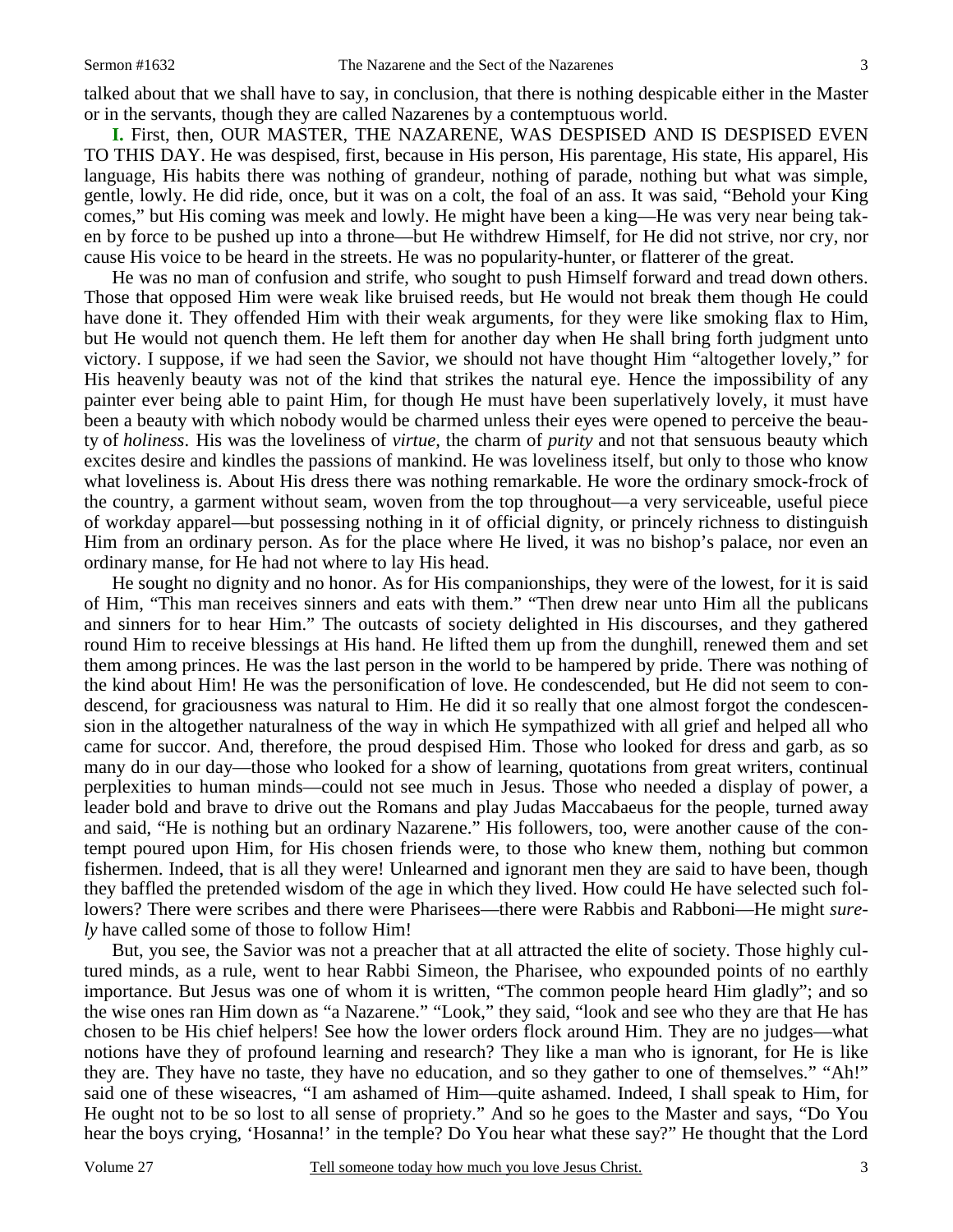talked about that we shall have to say, in conclusion, that there is nothing despicable either in the Master or in the servants, though they are called Nazarenes by a contemptuous world.

**I.** First, then, OUR MASTER, THE NAZARENE, WAS DESPISED AND IS DESPISED EVEN TO THIS DAY. He was despised, first, because in His person, His parentage, His state, His apparel, His language, His habits there was nothing of grandeur, nothing of parade, nothing but what was simple, gentle, lowly. He did ride, once, but it was on a colt, the foal of an ass. It was said, "Behold your King comes," but His coming was meek and lowly. He might have been a king—He was very near being taken by force to be pushed up into a throne—but He withdrew Himself, for He did not strive, nor cry, nor cause His voice to be heard in the streets. He was no popularity-hunter, or flatterer of the great.

He was no man of confusion and strife, who sought to push Himself forward and tread down others. Those that opposed Him were weak like bruised reeds, but He would not break them though He could have done it. They offended Him with their weak arguments, for they were like smoking flax to Him, but He would not quench them. He left them for another day when He shall bring forth judgment unto victory. I suppose, if we had seen the Savior, we should not have thought Him "altogether lovely," for His heavenly beauty was not of the kind that strikes the natural eye. Hence the impossibility of any painter ever being able to paint Him, for though He must have been superlatively lovely, it must have been a beauty with which nobody would be charmed unless their eyes were opened to perceive the beauty of *holiness*. His was the loveliness of *virtue,* the charm of *purity* and not that sensuous beauty which excites desire and kindles the passions of mankind. He was loveliness itself, but only to those who know what loveliness is. About His dress there was nothing remarkable. He wore the ordinary smock-frock of the country, a garment without seam, woven from the top throughout—a very serviceable, useful piece of workday apparel—but possessing nothing in it of official dignity, or princely richness to distinguish Him from an ordinary person. As for the place where He lived, it was no bishop's palace, nor even an ordinary manse, for He had not where to lay His head.

He sought no dignity and no honor. As for His companionships, they were of the lowest, for it is said of Him, "This man receives sinners and eats with them." "Then drew near unto Him all the publicans and sinners for to hear Him." The outcasts of society delighted in His discourses, and they gathered round Him to receive blessings at His hand. He lifted them up from the dunghill, renewed them and set them among princes. He was the last person in the world to be hampered by pride. There was nothing of the kind about Him! He was the personification of love. He condescended, but He did not seem to condescend, for graciousness was natural to Him. He did it so really that one almost forgot the condescension in the altogether naturalness of the way in which He sympathized with all grief and helped all who came for succor. And, therefore, the proud despised Him. Those who looked for dress and garb, as so many do in our day—those who looked for a show of learning, quotations from great writers, continual perplexities to human minds—could not see much in Jesus. Those who needed a display of power, a leader bold and brave to drive out the Romans and play Judas Maccabaeus for the people, turned away and said, "He is nothing but an ordinary Nazarene." His followers, too, were another cause of the contempt poured upon Him, for His chosen friends were, to those who knew them, nothing but common fishermen. Indeed, that is all they were! Unlearned and ignorant men they are said to have been, though they baffled the pretended wisdom of the age in which they lived. How could He have selected such followers? There were scribes and there were Pharisees—there were Rabbis and Rabboni—He might *surely* have called some of those to follow Him!

But, you see, the Savior was not a preacher that at all attracted the elite of society. Those highly cultured minds, as a rule, went to hear Rabbi Simeon, the Pharisee, who expounded points of no earthly importance. But Jesus was one of whom it is written, "The common people heard Him gladly"; and so the wise ones ran Him down as "a Nazarene." "Look," they said, "look and see who they are that He has chosen to be His chief helpers! See how the lower orders flock around Him. They are no judges—what notions have they of profound learning and research? They like a man who is ignorant, for He is like they are. They have no taste, they have no education, and so they gather to one of themselves." "Ah!" said one of these wiseacres, "I am ashamed of Him—quite ashamed. Indeed, I shall speak to Him, for He ought not to be so lost to all sense of propriety." And so he goes to the Master and says, "Do You hear the boys crying, 'Hosanna!' in the temple? Do You hear what these say?" He thought that the Lord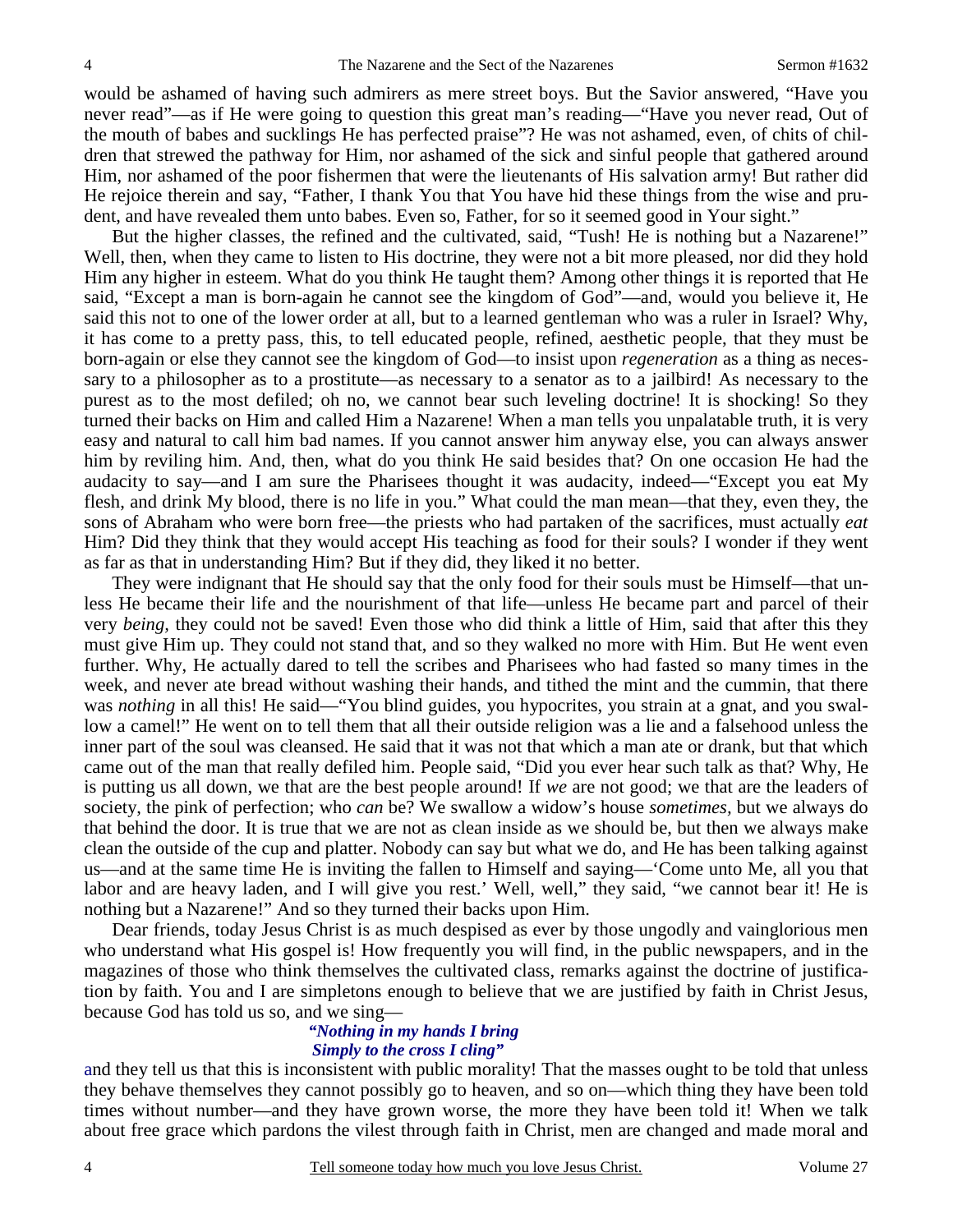would be ashamed of having such admirers as mere street boys. But the Savior answered, "Have you never read"—as if He were going to question this great man's reading—"Have you never read, Out of the mouth of babes and sucklings He has perfected praise"? He was not ashamed, even, of chits of children that strewed the pathway for Him, nor ashamed of the sick and sinful people that gathered around Him, nor ashamed of the poor fishermen that were the lieutenants of His salvation army! But rather did He rejoice therein and say, "Father, I thank You that You have hid these things from the wise and prudent, and have revealed them unto babes. Even so, Father, for so it seemed good in Your sight."

But the higher classes, the refined and the cultivated, said, "Tush! He is nothing but a Nazarene!" Well, then, when they came to listen to His doctrine, they were not a bit more pleased, nor did they hold Him any higher in esteem. What do you think He taught them? Among other things it is reported that He said, "Except a man is born-again he cannot see the kingdom of God"—and, would you believe it, He said this not to one of the lower order at all, but to a learned gentleman who was a ruler in Israel? Why, it has come to a pretty pass, this, to tell educated people, refined, aesthetic people, that they must be born-again or else they cannot see the kingdom of God—to insist upon *regeneration* as a thing as necessary to a philosopher as to a prostitute—as necessary to a senator as to a jailbird! As necessary to the purest as to the most defiled; oh no, we cannot bear such leveling doctrine! It is shocking! So they turned their backs on Him and called Him a Nazarene! When a man tells you unpalatable truth, it is very easy and natural to call him bad names. If you cannot answer him anyway else, you can always answer him by reviling him. And, then, what do you think He said besides that? On one occasion He had the audacity to say—and I am sure the Pharisees thought it was audacity, indeed—"Except you eat My flesh, and drink My blood, there is no life in you." What could the man mean—that they, even they, the sons of Abraham who were born free—the priests who had partaken of the sacrifices, must actually *eat* Him? Did they think that they would accept His teaching as food for their souls? I wonder if they went as far as that in understanding Him? But if they did, they liked it no better.

They were indignant that He should say that the only food for their souls must be Himself—that unless He became their life and the nourishment of that life—unless He became part and parcel of their very *being,* they could not be saved! Even those who did think a little of Him, said that after this they must give Him up. They could not stand that, and so they walked no more with Him. But He went even further. Why, He actually dared to tell the scribes and Pharisees who had fasted so many times in the week, and never ate bread without washing their hands, and tithed the mint and the cummin, that there was *nothing* in all this! He said—"You blind guides, you hypocrites, you strain at a gnat, and you swallow a camel!" He went on to tell them that all their outside religion was a lie and a falsehood unless the inner part of the soul was cleansed. He said that it was not that which a man ate or drank, but that which came out of the man that really defiled him. People said, "Did you ever hear such talk as that? Why, He is putting us all down, we that are the best people around! If *we* are not good; we that are the leaders of society, the pink of perfection; who *can* be? We swallow a widow's house *sometimes,* but we always do that behind the door. It is true that we are not as clean inside as we should be, but then we always make clean the outside of the cup and platter. Nobody can say but what we do, and He has been talking against us—and at the same time He is inviting the fallen to Himself and saying—'Come unto Me, all you that labor and are heavy laden, and I will give you rest.' Well, well," they said, "we cannot bear it! He is nothing but a Nazarene!" And so they turned their backs upon Him.

Dear friends, today Jesus Christ is as much despised as ever by those ungodly and vainglorious men who understand what His gospel is! How frequently you will find, in the public newspapers, and in the magazines of those who think themselves the cultivated class, remarks against the doctrine of justification by faith. You and I are simpletons enough to believe that we are justified by faith in Christ Jesus, because God has told us so, and we sing—

*"Nothing in my hands I bring*
*Simply to the cross I cling"*

and they tell us that this is inconsistent with public morality! That the masses ought to be told that unless they behave themselves they cannot possibly go to heaven, and so on—which thing they have been told times without number—and they have grown worse, the more they have been told it! When we talk about free grace which pardons the vilest through faith in Christ, men are changed and made moral and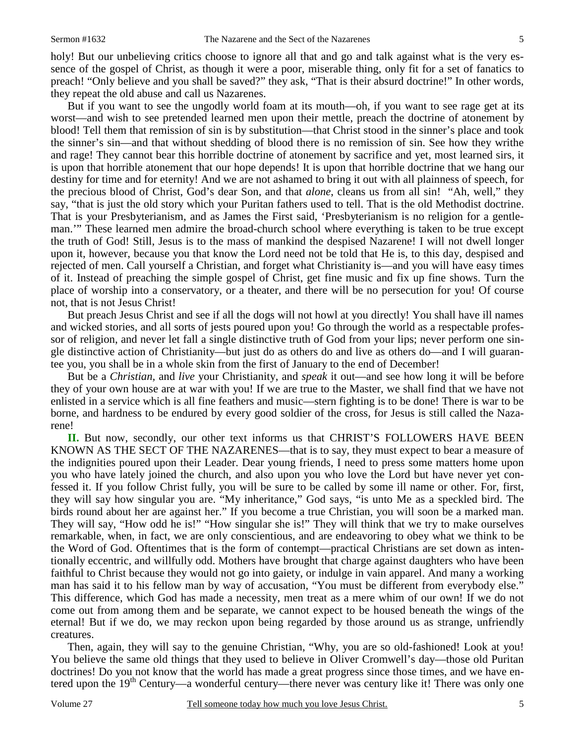holy! But our unbelieving critics choose to ignore all that and go and talk against what is the very essence of the gospel of Christ, as though it were a poor, miserable thing, only fit for a set of fanatics to preach! "Only believe and you shall be saved?" they ask, "That is their absurd doctrine!" In other words, they repeat the old abuse and call us Nazarenes.

But if you want to see the ungodly world foam at its mouth—oh, if you want to see rage get at its worst—and wish to see pretended learned men upon their mettle, preach the doctrine of atonement by blood! Tell them that remission of sin is by substitution—that Christ stood in the sinner's place and took the sinner's sin—and that without shedding of blood there is no remission of sin. See how they writhe and rage! They cannot bear this horrible doctrine of atonement by sacrifice and yet, most learned sirs, it is upon that horrible atonement that our hope depends! It is upon that horrible doctrine that we hang our destiny for time and for eternity! And we are not ashamed to bring it out with all plainness of speech, for the precious blood of Christ, God's dear Son, and that *alone*, cleans us from all sin! "Ah, well," they say, "that is just the old story which your Puritan fathers used to tell. That is the old Methodist doctrine. That is your Presbyterianism, and as James the First said, 'Presbyterianism is no religion for a gentleman.'" These learned men admire the broad-church school where everything is taken to be true except the truth of God! Still, Jesus is to the mass of mankind the despised Nazarene! I will not dwell longer upon it, however, because you that know the Lord need not be told that He is, to this day, despised and rejected of men. Call yourself a Christian, and forget what Christianity is—and you will have easy times of it. Instead of preaching the simple gospel of Christ, get fine music and fix up fine shows. Turn the place of worship into a conservatory, or a theater, and there will be no persecution for you! Of course not, that is not Jesus Christ!

But preach Jesus Christ and see if all the dogs will not howl at you directly! You shall have ill names and wicked stories, and all sorts of jests poured upon you! Go through the world as a respectable professor of religion, and never let fall a single distinctive truth of God from your lips; never perform one single distinctive action of Christianity—but just do as others do and live as others do—and I will guarantee you, you shall be in a whole skin from the first of January to the end of December!

But be a *Christian*, and *live* your Christianity, and *speak* it out—and see how long it will be before they of your own house are at war with you! If we are true to the Master, we shall find that we have not enlisted in a service which is all fine feathers and music—stern fighting is to be done! There is war to be borne, and hardness to be endured by every good soldier of the cross, for Jesus is still called the Nazarene!

**II.** But now, secondly, our other text informs us that CHRIST'S FOLLOWERS HAVE BEEN KNOWN AS THE SECT OF THE NAZARENES—that is to say, they must expect to bear a measure of the indignities poured upon their Leader. Dear young friends, I need to press some matters home upon you who have lately joined the church, and also upon you who love the Lord but have never yet confessed it. If you follow Christ fully, you will be sure to be called by some ill name or other. For, first, they will say how singular you are. "My inheritance," God says, "is unto Me as a speckled bird. The birds round about her are against her." If you become a true Christian, you will soon be a marked man. They will say, "How odd he is!" "How singular she is!" They will think that we try to make ourselves remarkable, when, in fact, we are only conscientious, and are endeavoring to obey what we think to be the Word of God. Oftentimes that is the form of contempt—practical Christians are set down as intentionally eccentric, and willfully odd. Mothers have brought that charge against daughters who have been faithful to Christ because they would not go into gaiety, or indulge in vain apparel. And many a working man has said it to his fellow man by way of accusation, "You must be different from everybody else." This difference, which God has made a necessity, men treat as a mere whim of our own! If we do not come out from among them and be separate, we cannot expect to be housed beneath the wings of the eternal! But if we do, we may reckon upon being regarded by those around us as strange, unfriendly creatures.

Then, again, they will say to the genuine Christian, "Why, you are so old-fashioned! Look at you! You believe the same old things that they used to believe in Oliver Cromwell's day—those old Puritan doctrines! Do you not know that the world has made a great progress since those times, and we have entered upon the 19th Century—a wonderful century—there never was century like it! There was only one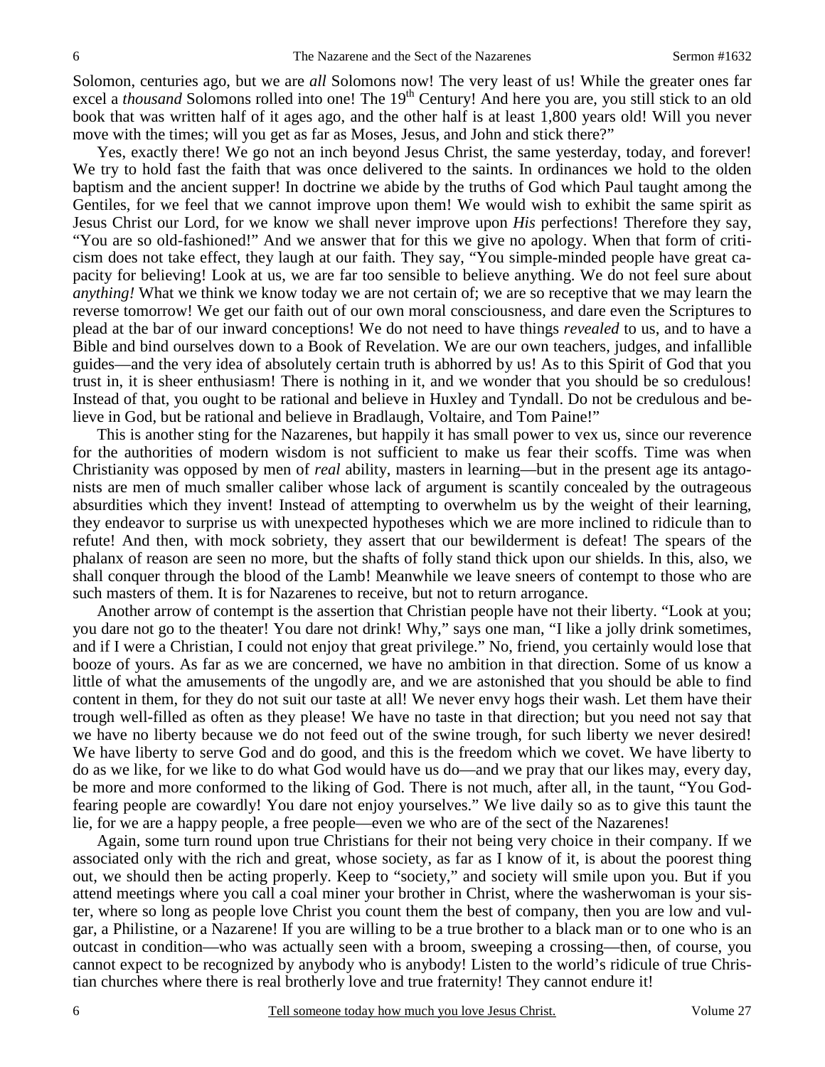Solomon, centuries ago, but we are *all* Solomons now! The very least of us! While the greater ones far excel a *thousand* Solomons rolled into one! The 19th Century! And here you are, you still stick to an old book that was written half of it ages ago, and the other half is at least 1,800 years old! Will you never move with the times; will you get as far as Moses, Jesus, and John and stick there?"

Yes, exactly there! We go not an inch beyond Jesus Christ, the same yesterday, today, and forever! We try to hold fast the faith that was once delivered to the saints. In ordinances we hold to the olden baptism and the ancient supper! In doctrine we abide by the truths of God which Paul taught among the Gentiles, for we feel that we cannot improve upon them! We would wish to exhibit the same spirit as Jesus Christ our Lord, for we know we shall never improve upon *His* perfections! Therefore they say, "You are so old-fashioned!" And we answer that for this we give no apology. When that form of criticism does not take effect, they laugh at our faith. They say, "You simple-minded people have great capacity for believing! Look at us, we are far too sensible to believe anything. We do not feel sure about *anything!* What we think we know today we are not certain of; we are so receptive that we may learn the reverse tomorrow! We get our faith out of our own moral consciousness, and dare even the Scriptures to plead at the bar of our inward conceptions! We do not need to have things *revealed* to us, and to have a Bible and bind ourselves down to a Book of Revelation. We are our own teachers, judges, and infallible guides—and the very idea of absolutely certain truth is abhorred by us! As to this Spirit of God that you trust in, it is sheer enthusiasm! There is nothing in it, and we wonder that you should be so credulous! Instead of that, you ought to be rational and believe in Huxley and Tyndall. Do not be credulous and believe in God, but be rational and believe in Bradlaugh, Voltaire, and Tom Paine!"

This is another sting for the Nazarenes, but happily it has small power to vex us, since our reverence for the authorities of modern wisdom is not sufficient to make us fear their scoffs. Time was when Christianity was opposed by men of *real* ability, masters in learning—but in the present age its antagonists are men of much smaller caliber whose lack of argument is scantily concealed by the outrageous absurdities which they invent! Instead of attempting to overwhelm us by the weight of their learning, they endeavor to surprise us with unexpected hypotheses which we are more inclined to ridicule than to refute! And then, with mock sobriety, they assert that our bewilderment is defeat! The spears of the phalanx of reason are seen no more, but the shafts of folly stand thick upon our shields. In this, also, we shall conquer through the blood of the Lamb! Meanwhile we leave sneers of contempt to those who are such masters of them. It is for Nazarenes to receive, but not to return arrogance.

Another arrow of contempt is the assertion that Christian people have not their liberty. "Look at you; you dare not go to the theater! You dare not drink! Why," says one man, "I like a jolly drink sometimes, and if I were a Christian, I could not enjoy that great privilege." No, friend, you certainly would lose that booze of yours. As far as we are concerned, we have no ambition in that direction. Some of us know a little of what the amusements of the ungodly are, and we are astonished that you should be able to find content in them, for they do not suit our taste at all! We never envy hogs their wash. Let them have their trough well-filled as often as they please! We have no taste in that direction; but you need not say that we have no liberty because we do not feed out of the swine trough, for such liberty we never desired! We have liberty to serve God and do good, and this is the freedom which we covet. We have liberty to do as we like, for we like to do what God would have us do—and we pray that our likes may, every day, be more and more conformed to the liking of God. There is not much, after all, in the taunt, "You God-fearing people are cowardly! You dare not enjoy yourselves." We live daily so as to give this taunt the lie, for we are a happy people, a free people—even we who are of the sect of the Nazarenes!

Again, some turn round upon true Christians for their not being very choice in their company. If we associated only with the rich and great, whose society, as far as I know of it, is about the poorest thing out, we should then be acting properly. Keep to "society," and society will smile upon you. But if you attend meetings where you call a coal miner your brother in Christ, where the washerwoman is your sister, where so long as people love Christ you count them the best of company, then you are low and vulgar, a Philistine, or a Nazarene! If you are willing to be a true brother to a black man or to one who is an outcast in condition—who was actually seen with a broom, sweeping a crossing—then, of course, you cannot expect to be recognized by anybody who is anybody! Listen to the world's ridicule of true Christian churches where there is real brotherly love and true fraternity! They cannot endure it!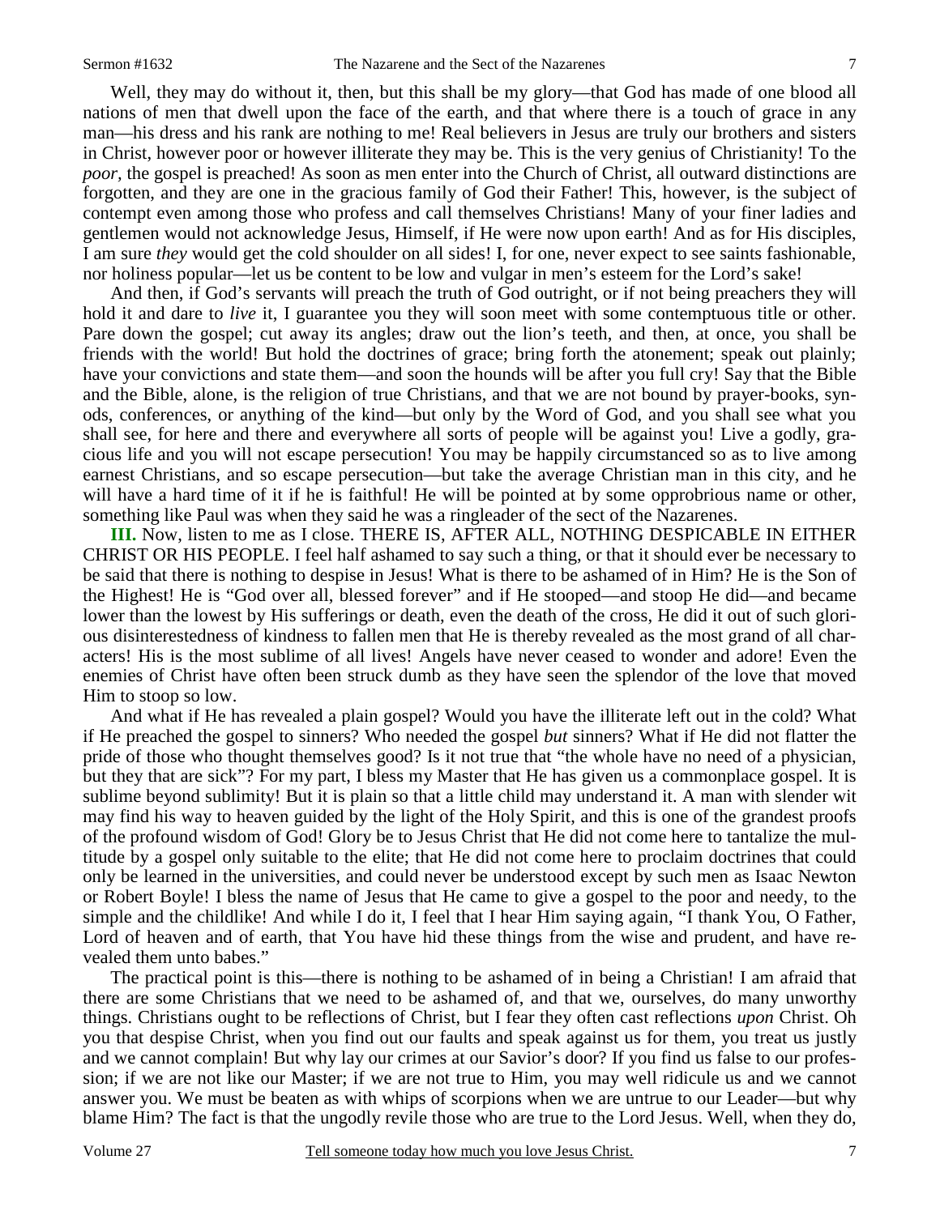Well, they may do without it, then, but this shall be my glory—that God has made of one blood all nations of men that dwell upon the face of the earth, and that where there is a touch of grace in any man—his dress and his rank are nothing to me! Real believers in Jesus are truly our brothers and sisters in Christ, however poor or however illiterate they may be. This is the very genius of Christianity! To the *poor,* the gospel is preached! As soon as men enter into the Church of Christ, all outward distinctions are forgotten, and they are one in the gracious family of God their Father! This, however, is the subject of contempt even among those who profess and call themselves Christians! Many of your finer ladies and gentlemen would not acknowledge Jesus, Himself, if He were now upon earth! And as for His disciples, I am sure *they* would get the cold shoulder on all sides! I, for one, never expect to see saints fashionable, nor holiness popular—let us be content to be low and vulgar in men's esteem for the Lord's sake!

And then, if God's servants will preach the truth of God outright, or if not being preachers they will hold it and dare to *live* it, I guarantee you they will soon meet with some contemptuous title or other. Pare down the gospel; cut away its angles; draw out the lion's teeth, and then, at once, you shall be friends with the world! But hold the doctrines of grace; bring forth the atonement; speak out plainly; have your convictions and state them—and soon the hounds will be after you full cry! Say that the Bible and the Bible, alone, is the religion of true Christians, and that we are not bound by prayer-books, synods, conferences, or anything of the kind—but only by the Word of God, and you shall see what you shall see, for here and there and everywhere all sorts of people will be against you! Live a godly, gracious life and you will not escape persecution! You may be happily circumstanced so as to live among earnest Christians, and so escape persecution—but take the average Christian man in this city, and he will have a hard time of it if he is faithful! He will be pointed at by some opprobrious name or other, something like Paul was when they said he was a ringleader of the sect of the Nazarenes.

**III.** Now, listen to me as I close. THERE IS, AFTER ALL, NOTHING DESPICABLE IN EITHER CHRIST OR HIS PEOPLE. I feel half ashamed to say such a thing, or that it should ever be necessary to be said that there is nothing to despise in Jesus! What is there to be ashamed of in Him? He is the Son of the Highest! He is "God over all, blessed forever" and if He stooped—and stoop He did—and became lower than the lowest by His sufferings or death, even the death of the cross, He did it out of such glorious disinterestedness of kindness to fallen men that He is thereby revealed as the most grand of all characters! His is the most sublime of all lives! Angels have never ceased to wonder and adore! Even the enemies of Christ have often been struck dumb as they have seen the splendor of the love that moved Him to stoop so low.

And what if He has revealed a plain gospel? Would you have the illiterate left out in the cold? What if He preached the gospel to sinners? Who needed the gospel *but* sinners? What if He did not flatter the pride of those who thought themselves good? Is it not true that "the whole have no need of a physician, but they that are sick"? For my part, I bless my Master that He has given us a commonplace gospel. It is sublime beyond sublimity! But it is plain so that a little child may understand it. A man with slender wit may find his way to heaven guided by the light of the Holy Spirit, and this is one of the grandest proofs of the profound wisdom of God! Glory be to Jesus Christ that He did not come here to tantalize the multitude by a gospel only suitable to the elite; that He did not come here to proclaim doctrines that could only be learned in the universities, and could never be understood except by such men as Isaac Newton or Robert Boyle! I bless the name of Jesus that He came to give a gospel to the poor and needy, to the simple and the childlike! And while I do it, I feel that I hear Him saying again, "I thank You, O Father, Lord of heaven and of earth, that You have hid these things from the wise and prudent, and have revealed them unto babes."

The practical point is this—there is nothing to be ashamed of in being a Christian! I am afraid that there are some Christians that we need to be ashamed of, and that we, ourselves, do many unworthy things. Christians ought to be reflections of Christ, but I fear they often cast reflections *upon* Christ. Oh you that despise Christ, when you find out our faults and speak against us for them, you treat us justly and we cannot complain! But why lay our crimes at our Savior's door? If you find us false to our profession; if we are not like our Master; if we are not true to Him, you may well ridicule us and we cannot answer you. We must be beaten as with whips of scorpions when we are untrue to our Leader—but why blame Him? The fact is that the ungodly revile those who are true to the Lord Jesus. Well, when they do,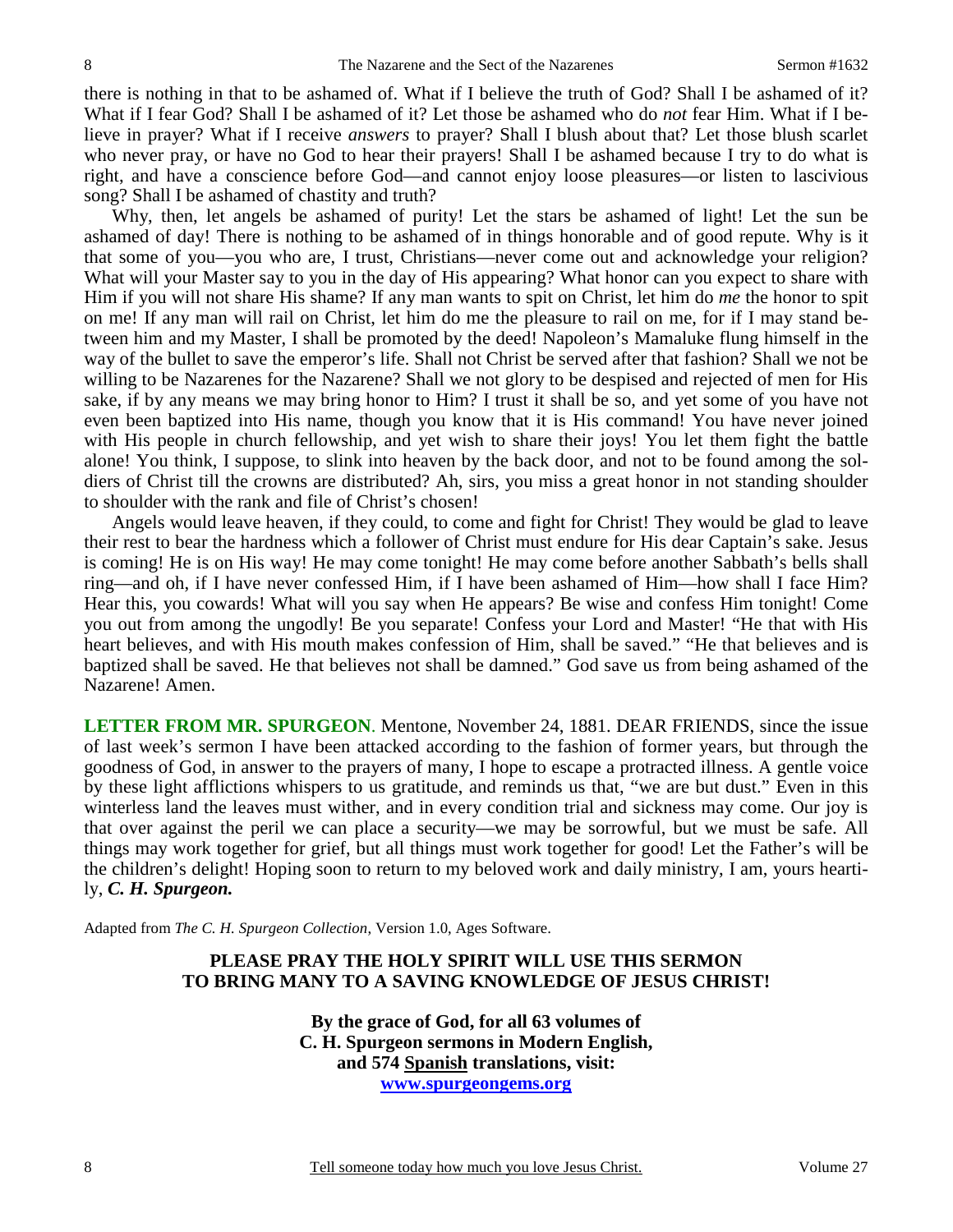there is nothing in that to be ashamed of. What if I believe the truth of God? Shall I be ashamed of it? What if I fear God? Shall I be ashamed of it? Let those be ashamed who do *not* fear Him. What if I believe in prayer? What if I receive *answers* to prayer? Shall I blush about that? Let those blush scarlet who never pray, or have no God to hear their prayers! Shall I be ashamed because I try to do what is right, and have a conscience before God—and cannot enjoy loose pleasures—or listen to lascivious song? Shall I be ashamed of chastity and truth?

Why, then, let angels be ashamed of purity! Let the stars be ashamed of light! Let the sun be ashamed of day! There is nothing to be ashamed of in things honorable and of good repute. Why is it that some of you—you who are, I trust, Christians—never come out and acknowledge your religion? What will your Master say to you in the day of His appearing? What honor can you expect to share with Him if you will not share His shame? If any man wants to spit on Christ, let him do *me* the honor to spit on me! If any man will rail on Christ, let him do me the pleasure to rail on me, for if I may stand between him and my Master, I shall be promoted by the deed! Napoleon's Mamaluke flung himself in the way of the bullet to save the emperor's life. Shall not Christ be served after that fashion? Shall we not be willing to be Nazarenes for the Nazarene? Shall we not glory to be despised and rejected of men for His sake, if by any means we may bring honor to Him? I trust it shall be so, and yet some of you have not even been baptized into His name, though you know that it is His command! You have never joined with His people in church fellowship, and yet wish to share their joys! You let them fight the battle alone! You think, I suppose, to slink into heaven by the back door, and not to be found among the soldiers of Christ till the crowns are distributed? Ah, sirs, you miss a great honor in not standing shoulder to shoulder with the rank and file of Christ's chosen!

Angels would leave heaven, if they could, to come and fight for Christ! They would be glad to leave their rest to bear the hardness which a follower of Christ must endure for His dear Captain's sake. Jesus is coming! He is on His way! He may come tonight! He may come before another Sabbath's bells shall ring—and oh, if I have never confessed Him, if I have been ashamed of Him—how shall I face Him? Hear this, you cowards! What will you say when He appears? Be wise and confess Him tonight! Come you out from among the ungodly! Be you separate! Confess your Lord and Master! "He that with His heart believes, and with His mouth makes confession of Him, shall be saved." "He that believes and is baptized shall be saved. He that believes not shall be damned." God save us from being ashamed of the Nazarene! Amen.

**LETTER FROM MR. SPURGEON**. Mentone, November 24, 1881. DEAR FRIENDS, since the issue of last week's sermon I have been attacked according to the fashion of former years, but through the goodness of God, in answer to the prayers of many, I hope to escape a protracted illness. A gentle voice by these light afflictions whispers to us gratitude, and reminds us that, "we are but dust." Even in this winterless land the leaves must wither, and in every condition trial and sickness may come. Our joy is that over against the peril we can place a security—we may be sorrowful, but we must be safe. All things may work together for grief, but all things must work together for good! Let the Father's will be the children's delight! Hoping soon to return to my beloved work and daily ministry, I am, yours heartily, ***C. H. Spurgeon.***

Adapted from *The C. H. Spurgeon Collection*, Version 1.0, Ages Software.

**PLEASE PRAY THE HOLY SPIRIT WILL USE THIS SERMON TO BRING MANY TO A SAVING KNOWLEDGE OF JESUS CHRIST!**

**By the grace of God, for all 63 volumes of C. H. Spurgeon sermons in Modern English, and 574 Spanish translations, visit: www.spurgeongems.org**